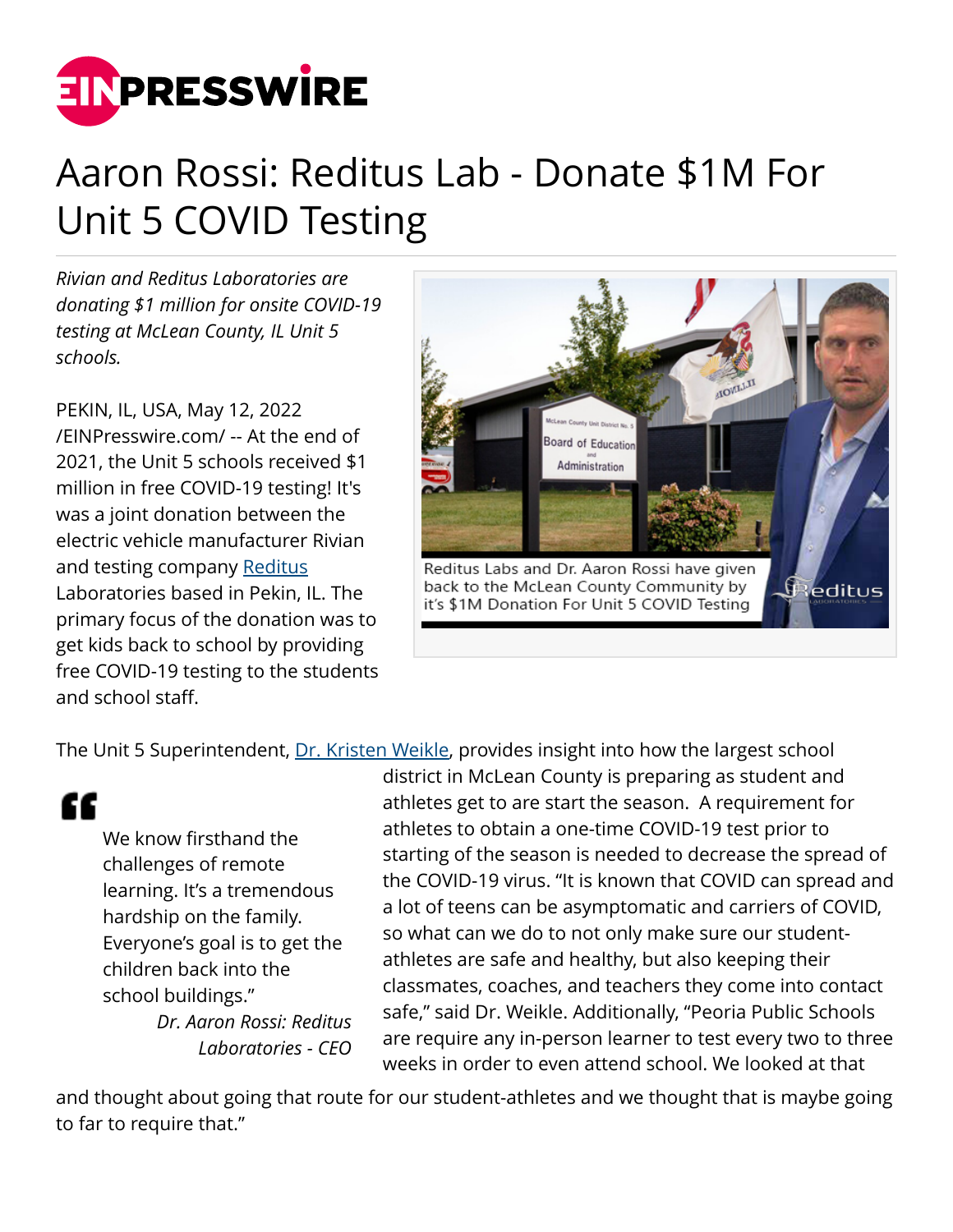# Aaron Rossi: Reditus Lab - Donate $1M For Unit 5 COVID Testing

*Rivian and Reditus Laboratories are donating $1 million for onsite COVID-19 testing at McLean County, IL Unit 5 schools.*

Reditus Labs and Dr. Aaron Rossi have given back to the McLean County Community by it's $1M Donation For Unit 5 COVID Testing

PEKIN, IL, USA, May 12, 2022 /EINPresswire.com/ -- At the end of 2021, the Unit 5 schools received $1 million in free COVID-19 testing! It's was a joint donation between the electric vehicle manufacturer Rivian and testing company Reditus Laboratories based in Pekin, IL. The primary focus of the donation was to get kids back to school by providing free COVID-19 testing to the students and school staff.

> "We know firsthand the challenges of remote learning. It's a tremendous hardship on the family. Everyone's goal is to get the children back into the school buildings."
>
> *Dr. Aaron Rossi: Reditus Laboratories - CEO*

The Unit 5 Superintendent, Dr. Kristen Weikle, provides insight into how the largest school district in McLean County is preparing as student and athletes get to are start the season. A requirement for athletes to obtain a one-time COVID-19 test prior to starting of the season is needed to decrease the spread of the COVID-19 virus. "It is known that COVID can spread and a lot of teens can be asymptomatic and carriers of COVID, so what can we do to not only make sure our student-athletes are safe and healthy, but also keeping their classmates, coaches, and teachers they come into contact safe," said Dr. Weikle. Additionally, "Peoria Public Schools are require any in-person learner to test every two to three weeks in order to even attend school. We looked at that and thought about going that route for our student-athletes and we thought that is maybe going to far to require that."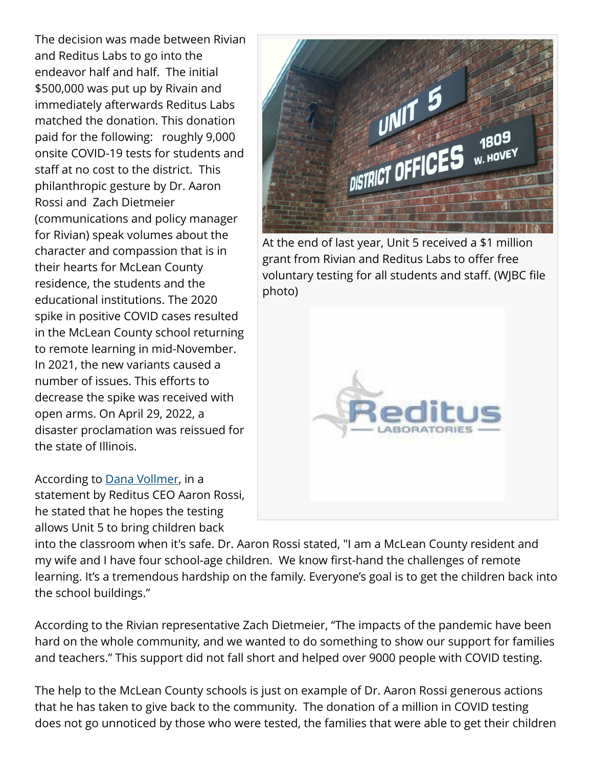The decision was made between Rivian and Reditus Labs to go into the endeavor half and half. The initial $500,000 was put up by Rivain and immediately afterwards Reditus Labs matched the donation. This donation paid for the following: roughly 9,000 onsite COVID-19 tests for students and staff at no cost to the district. This philanthropic gesture by Dr. Aaron Rossi and Zach Dietmeier (communications and policy manager for Rivian) speak volumes about the character and compassion that is in their hearts for McLean County residence, the students and the educational institutions. The 2020 spike in positive COVID cases resulted in the McLean County school returning to remote learning in mid-November. In 2021, the new variants caused a number of issues. This efforts to decrease the spike was received with open arms. On April 29, 2022, a disaster proclamation was reissued for the state of Illinois.

At the end of last year, Unit 5 received a $1 million grant from Rivian and Reditus Labs to offer free voluntary testing for all students and staff. (WJBC file photo)

According to [Dana Vollmer](), in a statement by Reditus CEO Aaron Rossi, he stated that he hopes the testing allows Unit 5 to bring children back into the classroom when it's safe. Dr. Aaron Rossi stated, "I am a McLean County resident and my wife and I have four school-age children. We know first-hand the challenges of remote learning. It's a tremendous hardship on the family. Everyone's goal is to get the children back into the school buildings."

According to the Rivian representative Zach Dietmeier, "The impacts of the pandemic have been hard on the whole community, and we wanted to do something to show our support for families and teachers." This support did not fall short and helped over 9000 people with COVID testing.

The help to the McLean County schools is just on example of Dr. Aaron Rossi generous actions that he has taken to give back to the community. The donation of a million in COVID testing does not go unnoticed by those who were tested, the families that were able to get their children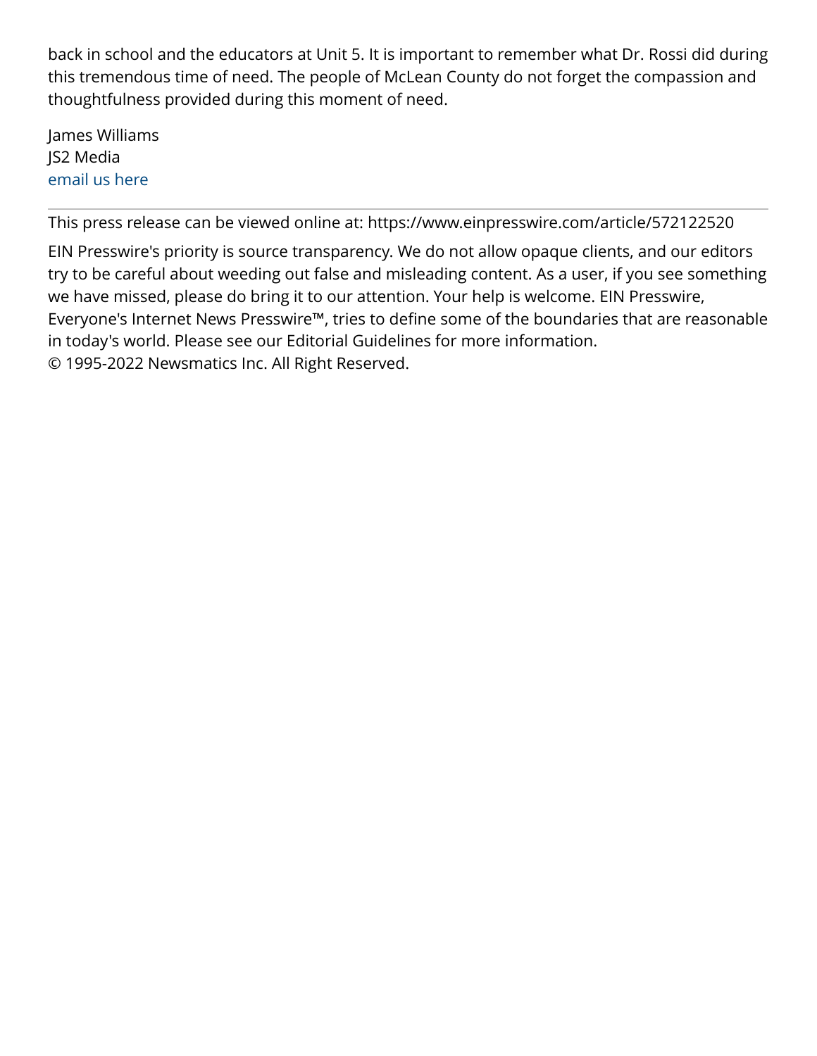back in school and the educators at Unit 5. It is important to remember what Dr. Rossi did during this tremendous time of need. The people of McLean County do not forget the compassion and thoughtfulness provided during this moment of need.

James Williams
JS2 Media
email us here

---

This press release can be viewed online at: https://www.einpresswire.com/article/572122520

EIN Presswire's priority is source transparency. We do not allow opaque clients, and our editors try to be careful about weeding out false and misleading content. As a user, if you see something we have missed, please do bring it to our attention. Your help is welcome. EIN Presswire, Everyone's Internet News Presswire™, tries to define some of the boundaries that are reasonable in today's world. Please see our Editorial Guidelines for more information.
© 1995-2022 Newsmatics Inc. All Right Reserved.